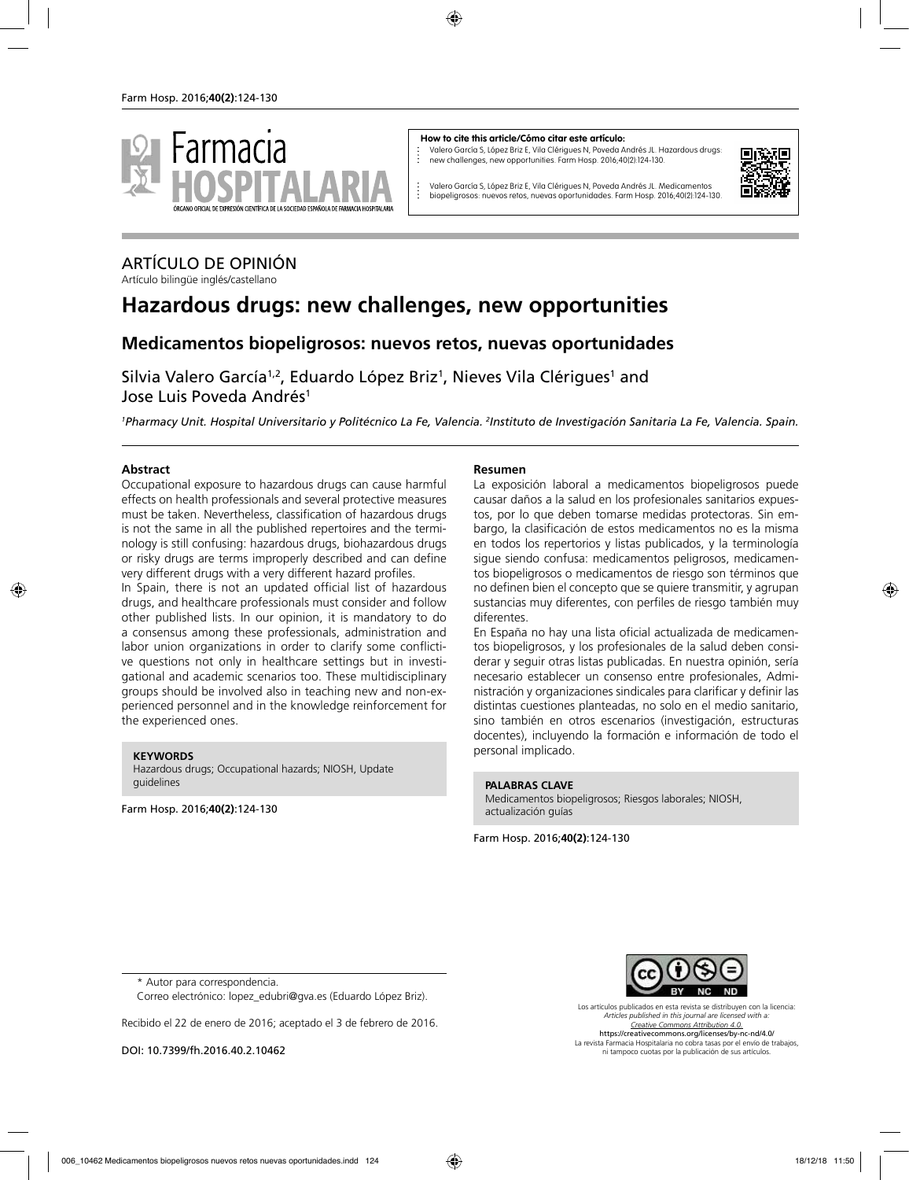**How to cite this article/Cómo citar este artículo:**

Valero García S, López Briz E, Vila Clérigues N, Poveda Andrés JL. Hazardous drugs: new challenges, new opportunities. Farm Hosp. 2016;40(2):124-130.

Valero García S, López Briz E, Vila Clérigues N, Poveda Andrés JL. Medicamentos biopeligrosos: nuevos retos, nuevas oportunidades. Farm Hosp. 2016;40(2):124-130.

ARTÍCULO DE OPINIÓN

Artículo bilingüe inglés/castellano

# Hazardous drugs: new challenges, new opportunities

## Medicamentos biopeligrosos: nuevos retos, nuevas oportunidades

Silvia Valero García[1,2], Eduardo López Briz[1], Nieves Vila Clérigues[1] and Jose Luis Poveda Andrés[1]

*[1]Pharmacy Unit. Hospital Universitario y Politécnico La Fe, Valencia. [2]Instituto de Investigación Sanitaria La Fe, Valencia. Spain.*

### Abstract

Occupational exposure to hazardous drugs can cause harmful effects on health professionals and several protective measures must be taken. Nevertheless, classification of hazardous drugs is not the same in all the published repertoires and the terminology is still confusing: hazardous drugs, biohazardous drugs or risky drugs are terms improperly described and can define very different drugs with a very different hazard profiles.

In Spain, there is not an updated official list of hazardous drugs, and healthcare professionals must consider and follow other published lists. In our opinion, it is mandatory to do a consensus among these professionals, administration and labor union organizations in order to clarify some conflictive questions not only in healthcare settings but in investigational and academic scenarios too. These multidisciplinary groups should be involved also in teaching new and non-experienced personnel and in the knowledge reinforcement for the experienced ones.

**KEYWORDS**

Hazardous drugs; Occupational hazards; NIOSH, Update guidelines

Farm Hosp. 2016;**40(2)**:124-130

### Resumen

La exposición laboral a medicamentos biopeligrosos puede causar daños a la salud en los profesionales sanitarios expuestos, por lo que deben tomarse medidas protectoras. Sin embargo, la clasificación de estos medicamentos no es la misma en todos los repertorios y listas publicados, y la terminología sigue siendo confusa: medicamentos peligrosos, medicamentos biopeligrosos o medicamentos de riesgo son términos que no definen bien el concepto que se quiere transmitir, y agrupan sustancias muy diferentes, con perfiles de riesgo también muy diferentes.

En España no hay una lista oficial actualizada de medicamentos biopeligrosos, y los profesionales de la salud deben considerar y seguir otras listas publicadas. En nuestra opinión, sería necesario establecer un consenso entre profesionales, Administración y organizaciones sindicales para clarificar y definir las distintas cuestiones planteadas, no solo en el medio sanitario, sino también en otros escenarios (investigación, estructuras docentes), incluyendo la formación e información de todo el personal implicado.

**PALABRAS CLAVE**

Medicamentos biopeligrosos; Riesgos laborales; NIOSH, actualización guías

Farm Hosp. 2016;**40(2)**:124-130

\* Autor para correspondencia.
Correo electrónico: lopez_edubri@gva.es (Eduardo López Briz).

Recibido el 22 de enero de 2016; aceptado el 3 de febrero de 2016.

DOI: 10.7399/fh.2016.40.2.10462

Los artículos publicados en esta revista se distribuyen con la licencia:
*Articles published in this journal are licensed with a:*
*Creative Commons Attribution 4.0.*
https://creativecommons.org/licenses/by-nc-nd/4.0/
La revista Farmacia Hospitalaria no cobra tasas por el envío de trabajos, ni tampoco cuotas por la publicación de sus artículos.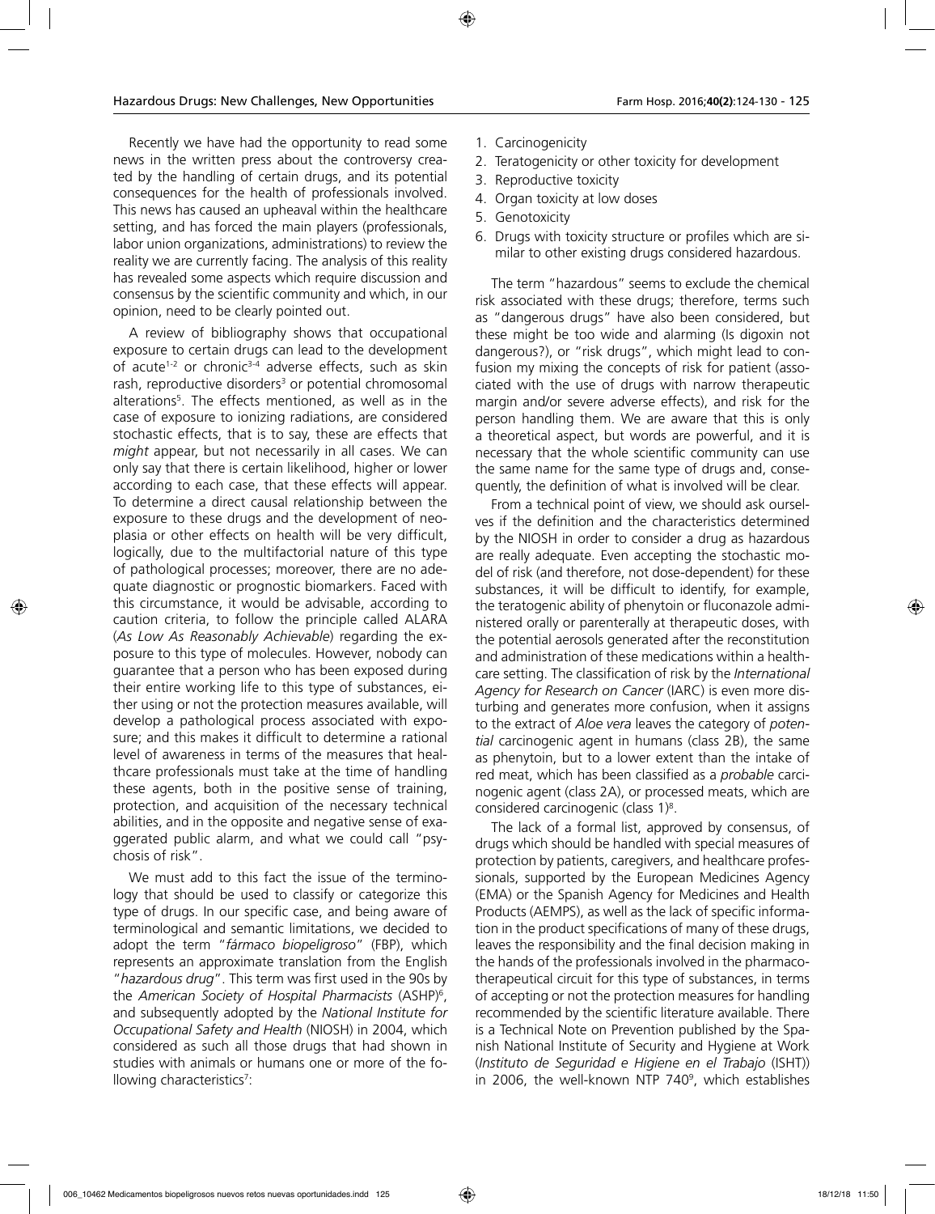Recently we have had the opportunity to read some news in the written press about the controversy created by the handling of certain drugs, and its potential consequences for the health of professionals involved. This news has caused an upheaval within the healthcare setting, and has forced the main players (professionals, labor union organizations, administrations) to review the reality we are currently facing. The analysis of this reality has revealed some aspects which require discussion and consensus by the scientific community and which, in our opinion, need to be clearly pointed out.

A review of bibliography shows that occupational exposure to certain drugs can lead to the development of acute[1-2] or chronic[3-4] adverse effects, such as skin rash, reproductive disorders[3] or potential chromosomal alterations[5]. The effects mentioned, as well as in the case of exposure to ionizing radiations, are considered stochastic effects, that is to say, these are effects that *might* appear, but not necessarily in all cases. We can only say that there is certain likelihood, higher or lower according to each case, that these effects will appear. To determine a direct causal relationship between the exposure to these drugs and the development of neoplasia or other effects on health will be very difficult, logically, due to the multifactorial nature of this type of pathological processes; moreover, there are no adequate diagnostic or prognostic biomarkers. Faced with this circumstance, it would be advisable, according to caution criteria, to follow the principle called ALARA (*As Low As Reasonably Achievable*) regarding the exposure to this type of molecules. However, nobody can guarantee that a person who has been exposed during their entire working life to this type of substances, either using or not the protection measures available, will develop a pathological process associated with exposure; and this makes it difficult to determine a rational level of awareness in terms of the measures that healthcare professionals must take at the time of handling these agents, both in the positive sense of training, protection, and acquisition of the necessary technical abilities, and in the opposite and negative sense of exaggerated public alarm, and what we could call "psychosis of risk".

We must add to this fact the issue of the terminology that should be used to classify or categorize this type of drugs. In our specific case, and being aware of terminological and semantic limitations, we decided to adopt the term "*fármaco biopeligroso*" (FBP), which represents an approximate translation from the English "*hazardous drug*". This term was first used in the 90s by the *American Society of Hospital Pharmacists* (ASHP)[6], and subsequently adopted by the *National Institute for Occupational Safety and Health* (NIOSH) in 2004, which considered as such all those drugs that had shown in studies with animals or humans one or more of the following characteristics[7]:

1. Carcinogenicity
2. Teratogenicity or other toxicity for development
3. Reproductive toxicity
4. Organ toxicity at low doses
5. Genotoxicity
6. Drugs with toxicity structure or profiles which are similar to other existing drugs considered hazardous.

The term "hazardous" seems to exclude the chemical risk associated with these drugs; therefore, terms such as "dangerous drugs" have also been considered, but these might be too wide and alarming (Is digoxin not dangerous?), or "risk drugs", which might lead to confusion my mixing the concepts of risk for patient (associated with the use of drugs with narrow therapeutic margin and/or severe adverse effects), and risk for the person handling them. We are aware that this is only a theoretical aspect, but words are powerful, and it is necessary that the whole scientific community can use the same name for the same type of drugs and, consequently, the definition of what is involved will be clear.

From a technical point of view, we should ask ourselves if the definition and the characteristics determined by the NIOSH in order to consider a drug as hazardous are really adequate. Even accepting the stochastic model of risk (and therefore, not dose-dependent) for these substances, it will be difficult to identify, for example, the teratogenic ability of phenytoin or fluconazole administered orally or parenterally at therapeutic doses, with the potential aerosols generated after the reconstitution and administration of these medications within a healthcare setting. The classification of risk by the *International Agency for Research on Cancer* (IARC) is even more disturbing and generates more confusion, when it assigns to the extract of *Aloe vera* leaves the category of *potential* carcinogenic agent in humans (class 2B), the same as phenytoin, but to a lower extent than the intake of red meat, which has been classified as a *probable* carcinogenic agent (class 2A), or processed meats, which are considered carcinogenic (class 1)[8].

The lack of a formal list, approved by consensus, of drugs which should be handled with special measures of protection by patients, caregivers, and healthcare professionals, supported by the European Medicines Agency (EMA) or the Spanish Agency for Medicines and Health Products (AEMPS), as well as the lack of specific information in the product specifications of many of these drugs, leaves the responsibility and the final decision making in the hands of the professionals involved in the pharmacotherapeutic circuit for this type of substances, in terms of accepting or not the protection measures for handling recommended by the scientific literature available. There is a Technical Note on Prevention published by the Spanish National Institute of Security and Hygiene at Work (*Instituto de Seguridad e Higiene en el Trabajo* (ISHT)) in 2006, the well-known NTP 740[9], which establishes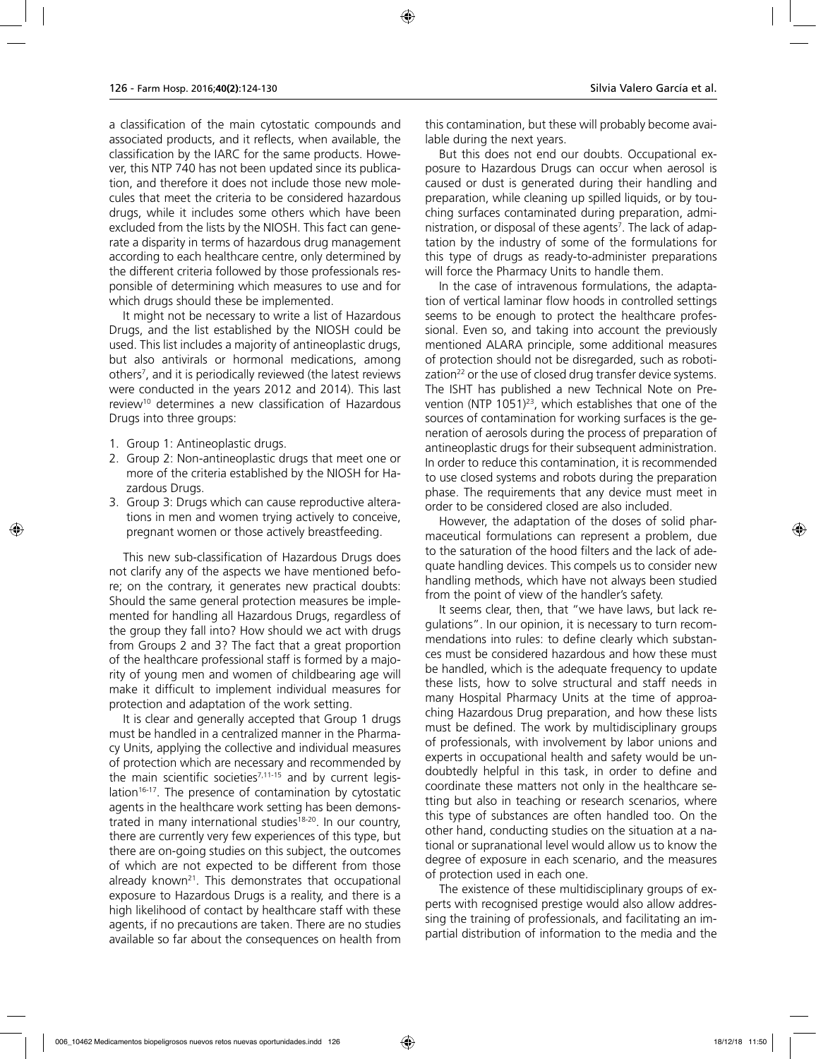a classification of the main cytostatic compounds and associated products, and it reflects, when available, the classification by the IARC for the same products. However, this NTP 740 has not been updated since its publication, and therefore it does not include those new molecules that meet the criteria to be considered hazardous drugs, while it includes some others which have been excluded from the lists by the NIOSH. This fact can generate a disparity in terms of hazardous drug management according to each healthcare centre, only determined by the different criteria followed by those professionals responsible of determining which measures to use and for which drugs should these be implemented.

It might not be necessary to write a list of Hazardous Drugs, and the list established by the NIOSH could be used. This list includes a majority of antineoplastic drugs, but also antivirals or hormonal medications, among others[7], and it is periodically reviewed (the latest reviews were conducted in the years 2012 and 2014). This last review[10] determines a new classification of Hazardous Drugs into three groups:

1. Group 1: Antineoplastic drugs.
2. Group 2: Non-antineoplastic drugs that meet one or more of the criteria established by the NIOSH for Hazardous Drugs.
3. Group 3: Drugs which can cause reproductive alterations in men and women trying actively to conceive, pregnant women or those actively breastfeeding.

This new sub-classification of Hazardous Drugs does not clarify any of the aspects we have mentioned before; on the contrary, it generates new practical doubts: Should the same general protection measures be implemented for handling all Hazardous Drugs, regardless of the group they fall into? How should we act with drugs from Groups 2 and 3? The fact that a great proportion of the healthcare professional staff is formed by a majority of young men and women of childbearing age will make it difficult to implement individual measures for protection and adaptation of the work setting.

It is clear and generally accepted that Group 1 drugs must be handled in a centralized manner in the Pharmacy Units, applying the collective and individual measures of protection which are necessary and recommended by the main scientific societies[7,11-15] and by current legislation[16-17]. The presence of contamination by cytostatic agents in the healthcare work setting has been demonstrated in many international studies[18-20]. In our country, there are currently very few experiences of this type, but there are on-going studies on this subject, the outcomes of which are not expected to be different from those already known[21]. This demonstrates that occupational exposure to Hazardous Drugs is a reality, and there is a high likelihood of contact by healthcare staff with these agents, if no precautions are taken. There are no studies available so far about the consequences on health from this contamination, but these will probably become available during the next years.

But this does not end our doubts. Occupational exposure to Hazardous Drugs can occur when aerosol is caused or dust is generated during their handling and preparation, while cleaning up spilled liquids, or by touching surfaces contaminated during preparation, administration, or disposal of these agents[7]. The lack of adaptation by the industry of some of the formulations for this type of drugs as ready-to-administer preparations will force the Pharmacy Units to handle them.

In the case of intravenous formulations, the adaptation of vertical laminar flow hoods in controlled settings seems to be enough to protect the healthcare professional. Even so, and taking into account the previously mentioned ALARA principle, some additional measures of protection should not be disregarded, such as robotization[22] or the use of closed drug transfer device systems. The ISHT has published a new Technical Note on Prevention (NTP 1051)[23], which establishes that one of the sources of contamination for working surfaces is the generation of aerosols during the process of preparation of antineoplastic drugs for their subsequent administration. In order to reduce this contamination, it is recommended to use closed systems and robots during the preparation phase. The requirements that any device must meet in order to be considered closed are also included.

However, the adaptation of the doses of solid pharmaceutical formulations can represent a problem, due to the saturation of the hood filters and the lack of adequate handling devices. This compels us to consider new handling methods, which have not always been studied from the point of view of the handler's safety.

It seems clear, then, that "we have laws, but lack regulations". In our opinion, it is necessary to turn recommendations into rules: to define clearly which substances must be considered hazardous and how these must be handled, which is the adequate frequency to update these lists, how to solve structural and staff needs in many Hospital Pharmacy Units at the time of approaching Hazardous Drug preparation, and how these lists must be defined. The work by multidisciplinary groups of professionals, with involvement by labor unions and experts in occupational health and safety would be undoubtedly helpful in this task, in order to define and coordinate these matters not only in the healthcare setting but also in teaching or research scenarios, where this type of substances are often handled too. On the other hand, conducting studies on the situation at a national or supranational level would allow us to know the degree of exposure in each scenario, and the measures of protection used in each one.

The existence of these multidisciplinary groups of experts with recognised prestige would also allow addressing the training of professionals, and facilitating an impartial distribution of information to the media and the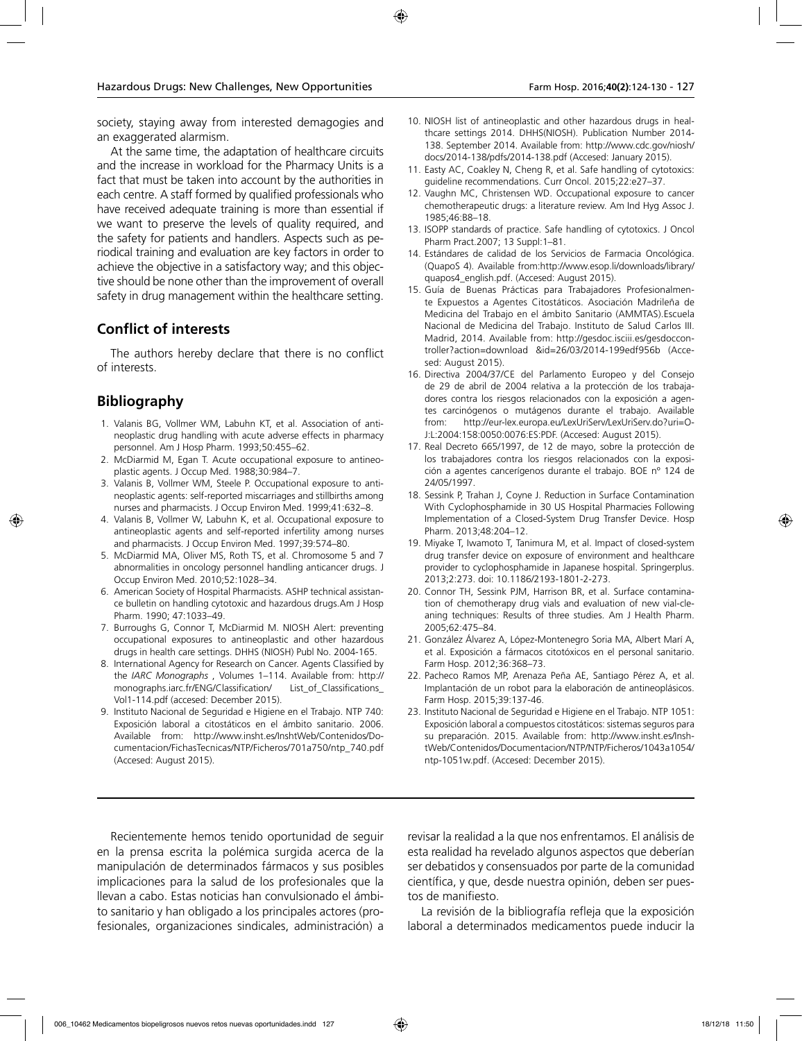society, staying away from interested demagogies and an exaggerated alarmism.

At the same time, the adaptation of healthcare circuits and the increase in workload for the Pharmacy Units is a fact that must be taken into account by the authorities in each centre. A staff formed by qualified professionals who have received adequate training is more than essential if we want to preserve the levels of quality required, and the safety for patients and handlers. Aspects such as periodical training and evaluation are key factors in order to achieve the objective in a satisfactory way; and this objective should be none other than the improvement of overall safety in drug management within the healthcare setting.

## Conflict of interests

The authors hereby declare that there is no conflict of interests.

## Bibliography

1. Valanis BG, Vollmer WM, Labuhn KT, et al. Association of antineoplastic drug handling with acute adverse effects in pharmacy personnel. Am J Hosp Pharm. 1993;50:455–62.
2. McDiarmid M, Egan T. Acute occupational exposure to antineoplastic agents. J Occup Med. 1988;30:984–7.
3. Valanis B, Vollmer WM, Steele P. Occupational exposure to antineoplastic agents: self-reported miscarriages and stillbirths among nurses and pharmacists. J Occup Environ Med. 1999;41:632–8.
4. Valanis B, Vollmer W, Labuhn K, et al. Occupational exposure to antineoplastic agents and self-reported infertility among nurses and pharmacists. J Occup Environ Med. 1997;39:574–80.
5. McDiarmid MA, Oliver MS, Roth TS, et al. Chromosome 5 and 7 abnormalities in oncology personnel handling anticancer drugs. J Occup Environ Med. 2010;52:1028–34.
6. American Society of Hospital Pharmacists. ASHP technical assistance bulletin on handling cytotoxic and hazardous drugs.Am J Hosp Pharm. 1990; 47:1033–49.
7. Burroughs G, Connor T, McDiarmid M. NIOSH Alert: preventing occupational exposures to antineoplastic and other hazardous drugs in health care settings. DHHS (NIOSH) Publ No. 2004-165.
8. International Agency for Research on Cancer. Agents Classified by the *IARC Monographs* , Volumes 1–114. Available from: http://monographs.iarc.fr/ENG/Classification/ List_of_Classifications_Vol1-114.pdf (accesed: December 2015).
9. Instituto Nacional de Seguridad e Higiene en el Trabajo. NTP 740: Exposición laboral a citostáticos en el ámbito sanitario. 2006. Available from: http://www.insht.es/InshtWeb/Contenidos/Documentacion/FichasTecnicas/NTP/Ficheros/701a750/ntp_740.pdf (Accesed: August 2015).
10. NIOSH list of antineoplastic and other hazardous drugs in healthcare settings 2014. DHHS(NIOSH). Publication Number 2014-138. September 2014. Available from: http://www.cdc.gov/niosh/docs/2014-138/pdfs/2014-138.pdf (Accesed: January 2015).
11. Easty AC, Coakley N, Cheng R, et al. Safe handling of cytotoxics: guideline recommendations. Curr Oncol. 2015;22:e27–37.
12. Vaughn MC, Christensen WD. Occupational exposure to cancer chemotherapeutic drugs: a literature review. Am Ind Hyg Assoc J. 1985;46:B8–18.
13. ISOPP standards of practice. Safe handling of cytotoxics. J Oncol Pharm Pract.2007; 13 Suppl:1–81.
14. Estándares de calidad de los Servicios de Farmacia Oncológica. (QuapoS 4). Available from:http://www.esop.li/downloads/library/quapos4_english.pdf. (Accesed: August 2015).
15. Guía de Buenas Prácticas para Trabajadores Profesionalmente Expuestos a Agentes Citostáticos. Asociación Madrileña de Medicina del Trabajo en el ámbito Sanitario (AMMTAS).Escuela Nacional de Medicina del Trabajo. Instituto de Salud Carlos III. Madrid, 2014. Available from: http://gesdoc.isciii.es/gesdoccontroller?action=download &id=26/03/2014-199edf956b (Accesed: August 2015).
16. Directiva 2004/37/CE del Parlamento Europeo y del Consejo de 29 de abril de 2004 relativa a la protección de los trabajadores contra los riesgos relacionados con la exposición a agentes carcinógenos o mutágenos durante el trabajo. Available from: http://eur-lex.europa.eu/LexUriServ/LexUriServ.do?uri=OJ:L:2004:158:0050:0076:ES:PDF. (Accesed: August 2015).
17. Real Decreto 665/1997, de 12 de mayo, sobre la protección de los trabajadores contra los riesgos relacionados con la exposición a agentes cancerígenos durante el trabajo. BOE nº 124 de 24/05/1997.
18. Sessink P, Trahan J, Coyne J. Reduction in Surface Contamination With Cyclophosphamide in 30 US Hospital Pharmacies Following Implementation of a Closed-System Drug Transfer Device. Hosp Pharm. 2013;48:204–12.
19. Miyake T, Iwamoto T, Tanimura M, et al. Impact of closed-system drug transfer device on exposure of environment and healthcare provider to cyclophosphamide in Japanese hospital. Springerplus. 2013;2:273. doi: 10.1186/2193-1801-2-273.
20. Connor TH, Sessink PJM, Harrison BR, et al. Surface contamination of chemotherapy drug vials and evaluation of new vial-cleaning techniques: Results of three studies. Am J Health Pharm. 2005;62:475–84.
21. González Álvarez A, López-Montenegro Soria MA, Albert Marí A, et al. Exposición a fármacos citotóxicos en el personal sanitario. Farm Hosp. 2012;36:368–73.
22. Pacheco Ramos MP, Arenaza Peña AE, Santiago Pérez A, et al. Implantación de un robot para la elaboración de antineoplásicos. Farm Hosp. 2015;39:137-46.
23. Instituto Nacional de Seguridad e Higiene en el Trabajo. NTP 1051: Exposición laboral a compuestos citostáticos: sistemas seguros para su preparación. 2015. Available from: http://www.insht.es/InshtWeb/Contenidos/Documentacion/NTP/NTP/Ficheros/1043a1054/ntp-1051w.pdf. (Accesed: December 2015).

---

Recientemente hemos tenido oportunidad de seguir en la prensa escrita la polémica surgida acerca de la manipulación de determinados fármacos y sus posibles implicaciones para la salud de los profesionales que la llevan a cabo. Estas noticias han convulsionado el ámbito sanitario y han obligado a los principales actores (profesionales, organizaciones sindicales, administración) a revisar la realidad a la que nos enfrentamos. El análisis de esta realidad ha revelado algunos aspectos que deberían ser debatidos y consensuados por parte de la comunidad científica, y que, desde nuestra opinión, deben ser puestos de manifiesto.

La revisión de la bibliografía refleja que la exposición laboral a determinados medicamentos puede inducir la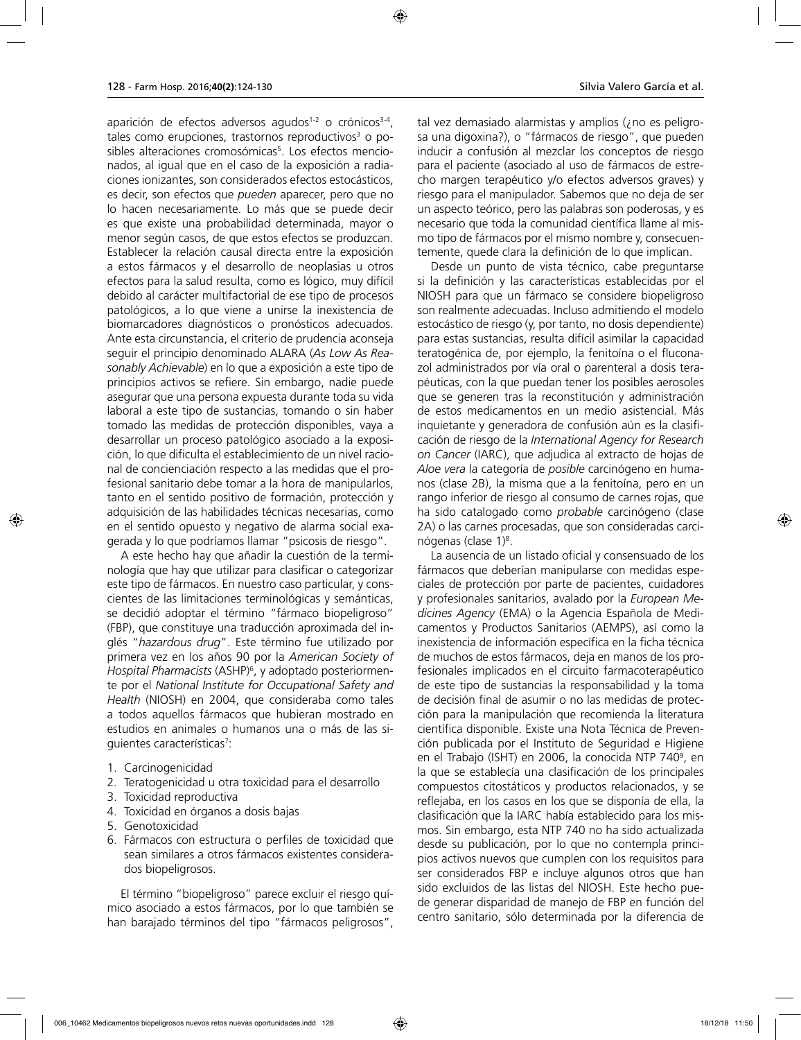aparición de efectos adversos agudos[1-2] o crónicos[3-4], tales como erupciones, trastornos reproductivos[3] o posibles alteraciones cromosómicas[5]. Los efectos mencionados, al igual que en el caso de la exposición a radiaciones ionizantes, son considerados efectos estocásticos, es decir, son efectos que *pueden* aparecer, pero que no lo hacen necesariamente. Lo más que se puede decir es que existe una probabilidad determinada, mayor o menor según casos, de que estos efectos se produzcan. Establecer la relación causal directa entre la exposición a estos fármacos y el desarrollo de neoplasias u otros efectos para la salud resulta, como es lógico, muy difícil debido al carácter multifactorial de ese tipo de procesos patológicos, a lo que viene a unirse la inexistencia de biomarcadores diagnósticos o pronósticos adecuados. Ante esta circunstancia, el criterio de prudencia aconseja seguir el principio denominado ALARA (*As Low As Reasonably Achievable*) en lo que a exposición a este tipo de principios activos se refiere. Sin embargo, nadie puede asegurar que una persona expuesta durante toda su vida laboral a este tipo de sustancias, tomando o sin haber tomado las medidas de protección disponibles, vaya a desarrollar un proceso patológico asociado a la exposición, lo que dificulta el establecimiento de un nivel racional de concienciación respecto a las medidas que el profesional sanitario debe tomar a la hora de manipularlos, tanto en el sentido positivo de formación, protección y adquisición de las habilidades técnicas necesarias, como en el sentido opuesto y negativo de alarma social exagerada y lo que podríamos llamar "psicosis de riesgo".

A este hecho hay que añadir la cuestión de la terminología que hay que utilizar para clasificar o categorizar este tipo de fármacos. En nuestro caso particular, y conscientes de las limitaciones terminológicas y semánticas, se decidió adoptar el término "fármaco biopeligroso" (FBP), que constituye una traducción aproximada del inglés "*hazardous drug*". Este término fue utilizado por primera vez en los años 90 por la *American Society of Hospital Pharmacists* (ASHP)[6], y adoptado posteriormente por el *National Institute for Occupational Safety and Health* (NIOSH) en 2004, que consideraba como tales a todos aquellos fármacos que hubieran mostrado en estudios en animales o humanos una o más de las siguientes características[7]:

1. Carcinogenicidad
2. Teratogenicidad u otra toxicidad para el desarrollo
3. Toxicidad reproductiva
4. Toxicidad en órganos a dosis bajas
5. Genotoxicidad
6. Fármacos con estructura o perfiles de toxicidad que sean similares a otros fármacos existentes considerados biopeligrosos.

El término "biopeligroso" parece excluir el riesgo químico asociado a estos fármacos, por lo que también se han barajado términos del tipo "fármacos peligrosos", tal vez demasiado alarmistas y amplios (¿no es peligrosa una digoxina?), o "fármacos de riesgo", que pueden inducir a confusión al mezclar los conceptos de riesgo para el paciente (asociado al uso de fármacos de estrecho margen terapéutico y/o efectos adversos graves) y riesgo para el manipulador. Sabemos que no deja de ser un aspecto teórico, pero las palabras son poderosas, y es necesario que toda la comunidad científica llame al mismo tipo de fármacos por el mismo nombre y, consecuentemente, quede clara la definición de lo que implican.

Desde un punto de vista técnico, cabe preguntarse si la definición y las características establecidas por el NIOSH para que un fármaco se considere biopeligroso son realmente adecuadas. Incluso admitiendo el modelo estocástico de riesgo (y, por tanto, no dosis dependiente) para estas sustancias, resulta difícil asimilar la capacidad teratogénica de, por ejemplo, la fenitoína o el fluconazol administrados por vía oral o parenteral a dosis terapéuticas, con la que puedan tener los posibles aerosoles que se generen tras la reconstitución y administración de estos medicamentos en un medio asistencial. Más inquietante y generadora de confusión aún es la clasificación de riesgo de la *International Agency for Research on Cancer* (IARC), que adjudica al extracto de hojas de *Aloe vera* la categoría de *posible* carcinógeno en humanos (clase 2B), la misma que a la fenitoína, pero en un rango inferior de riesgo al consumo de carnes rojas, que ha sido catalogado como *probable* carcinógeno (clase 2A) o las carnes procesadas, que son consideradas carcinógenas (clase 1)[8].

La ausencia de un listado oficial y consensuado de los fármacos que deberían manipularse con medidas especiales de protección por parte de pacientes, cuidadores y profesionales sanitarios, avalado por la *European Medicines Agency* (EMA) o la Agencia Española de Medicamentos y Productos Sanitarios (AEMPS), así como la inexistencia de información específica en la ficha técnica de muchos de estos fármacos, deja en manos de los profesionales implicados en el circuito farmacoterapéutico de este tipo de sustancias la responsabilidad y la toma de decisión final de asumir o no las medidas de protección para la manipulación que recomienda la literatura científica disponible. Existe una Nota Técnica de Prevención publicada por el Instituto de Seguridad e Higiene en el Trabajo (ISHT) en 2006, la conocida NTP 740[9], en la que se establecía una clasificación de los principales compuestos citostáticos y productos relacionados, y se reflejaba, en los casos en los que se disponía de ella, la clasificación que la IARC había establecido para los mismos. Sin embargo, esta NTP 740 no ha sido actualizada desde su publicación, por lo que no contempla principios activos nuevos que cumplen con los requisitos para ser considerados FBP e incluye algunos otros que han sido excluidos de las listas del NIOSH. Este hecho puede generar disparidad de manejo de FBP en función del centro sanitario, sólo determinada por la diferencia de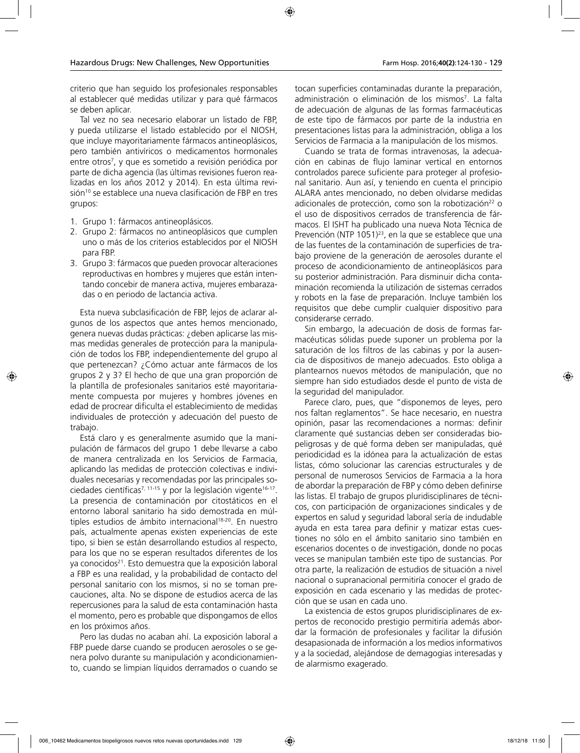criterio que han seguido los profesionales responsables al establecer qué medidas utilizar y para qué fármacos se deben aplicar.

Tal vez no sea necesario elaborar un listado de FBP, y pueda utilizarse el listado establecido por el NIOSH, que incluye mayoritariamente fármacos antineoplásicos, pero también antivíricos o medicamentos hormonales entre otros[7], y que es sometido a revisión periódica por parte de dicha agencia (las últimas revisiones fueron realizadas en los años 2012 y 2014). En esta última revisión[10] se establece una nueva clasificación de FBP en tres grupos:

1. Grupo 1: fármacos antineoplásicos.
2. Grupo 2: fármacos no antineoplásicos que cumplen uno o más de los criterios establecidos por el NIOSH para FBP.
3. Grupo 3: fármacos que pueden provocar alteraciones reproductivas en hombres y mujeres que están intentando concebir de manera activa, mujeres embarazadas o en periodo de lactancia activa.

Esta nueva subclasificación de FBP, lejos de aclarar algunos de los aspectos que antes hemos mencionado, genera nuevas dudas prácticas: ¿deben aplicarse las mismas medidas generales de protección para la manipulación de todos los FBP, independientemente del grupo al que pertenezcan? ¿Cómo actuar ante fármacos de los grupos 2 y 3? El hecho de que una gran proporción de la plantilla de profesionales sanitarios esté mayoritariamente compuesta por mujeres y hombres jóvenes en edad de procrear dificulta el establecimiento de medidas individuales de protección y adecuación del puesto de trabajo.

Está claro y es generalmente asumido que la manipulación de fármacos del grupo 1 debe llevarse a cabo de manera centralizada en los Servicios de Farmacia, aplicando las medidas de protección colectivas e individuales necesarias y recomendadas por las principales sociedades científicas[7, 11-15] y por la legislación vigente[16-17]. La presencia de contaminación por citostáticos en el entorno laboral sanitario ha sido demostrada en múltiples estudios de ámbito internacional[18-20]. En nuestro país, actualmente apenas existen experiencias de este tipo, si bien se están desarrollando estudios al respecto, para los que no se esperan resultados diferentes de los ya conocidos[21]. Esto demuestra que la exposición laboral a FBP es una realidad, y la probabilidad de contacto del personal sanitario con los mismos, si no se toman precauciones, alta. No se dispone de estudios acerca de las repercusiones para la salud de esta contaminación hasta el momento, pero es probable que dispongamos de ellos en los próximos años.

Pero las dudas no acaban ahí. La exposición laboral a FBP puede darse cuando se producen aerosoles o se genera polvo durante su manipulación y acondicionamiento, cuando se limpian líquidos derramados o cuando se tocan superficies contaminadas durante la preparación, administración o eliminación de los mismos[7]. La falta de adecuación de algunas de las formas farmacéuticas de este tipo de fármacos por parte de la industria en presentaciones listas para la administración, obliga a los Servicios de Farmacia a la manipulación de los mismos.

Cuando se trata de formas intravenosas, la adecuación en cabinas de flujo laminar vertical en entornos controlados parece suficiente para proteger al profesional sanitario. Aun así, y teniendo en cuenta el principio ALARA antes mencionado, no deben olvidarse medidas adicionales de protección, como son la robotización[22] o el uso de dispositivos cerrados de transferencia de fármacos. El ISHT ha publicado una nueva Nota Técnica de Prevención (NTP 1051)[23], en la que se establece que una de las fuentes de la contaminación de superficies de trabajo proviene de la generación de aerosoles durante el proceso de acondicionamiento de antineoplásicos para su posterior administración. Para disminuir dicha contaminación recomienda la utilización de sistemas cerrados y robots en la fase de preparación. Incluye también los requisitos que debe cumplir cualquier dispositivo para considerarse cerrado.

Sin embargo, la adecuación de dosis de formas farmacéuticas sólidas puede suponer un problema por la saturación de los filtros de las cabinas y por la ausencia de dispositivos de manejo adecuados. Esto obliga a plantearnos nuevos métodos de manipulación, que no siempre han sido estudiados desde el punto de vista de la seguridad del manipulador.

Parece claro, pues, que "disponemos de leyes, pero nos faltan reglamentos". Se hace necesario, en nuestra opinión, pasar las recomendaciones a normas: definir claramente qué sustancias deben ser consideradas biopeligrosas y de qué forma deben ser manipuladas, qué periodicidad es la idónea para la actualización de estas listas, cómo solucionar las carencias estructurales y de personal de numerosos Servicios de Farmacia a la hora de abordar la preparación de FBP y cómo deben definirse las listas. El trabajo de grupos pluridisciplinares de técnicos, con participación de organizaciones sindicales y de expertos en salud y seguridad laboral sería de indudable ayuda en esta tarea para definir y matizar estas cuestiones no sólo en el ámbito sanitario sino también en escenarios docentes o de investigación, donde no pocas veces se manipulan también este tipo de sustancias. Por otra parte, la realización de estudios de situación a nivel nacional o supranacional permitiría conocer el grado de exposición en cada escenario y las medidas de protección que se usan en cada uno.

La existencia de estos grupos pluridisciplinares de expertos de reconocido prestigio permitiría además abordar la formación de profesionales y facilitar la difusión desapasionada de información a los medios informativos y a la sociedad, alejándose de demagogias interesadas y de alarmismo exagerado.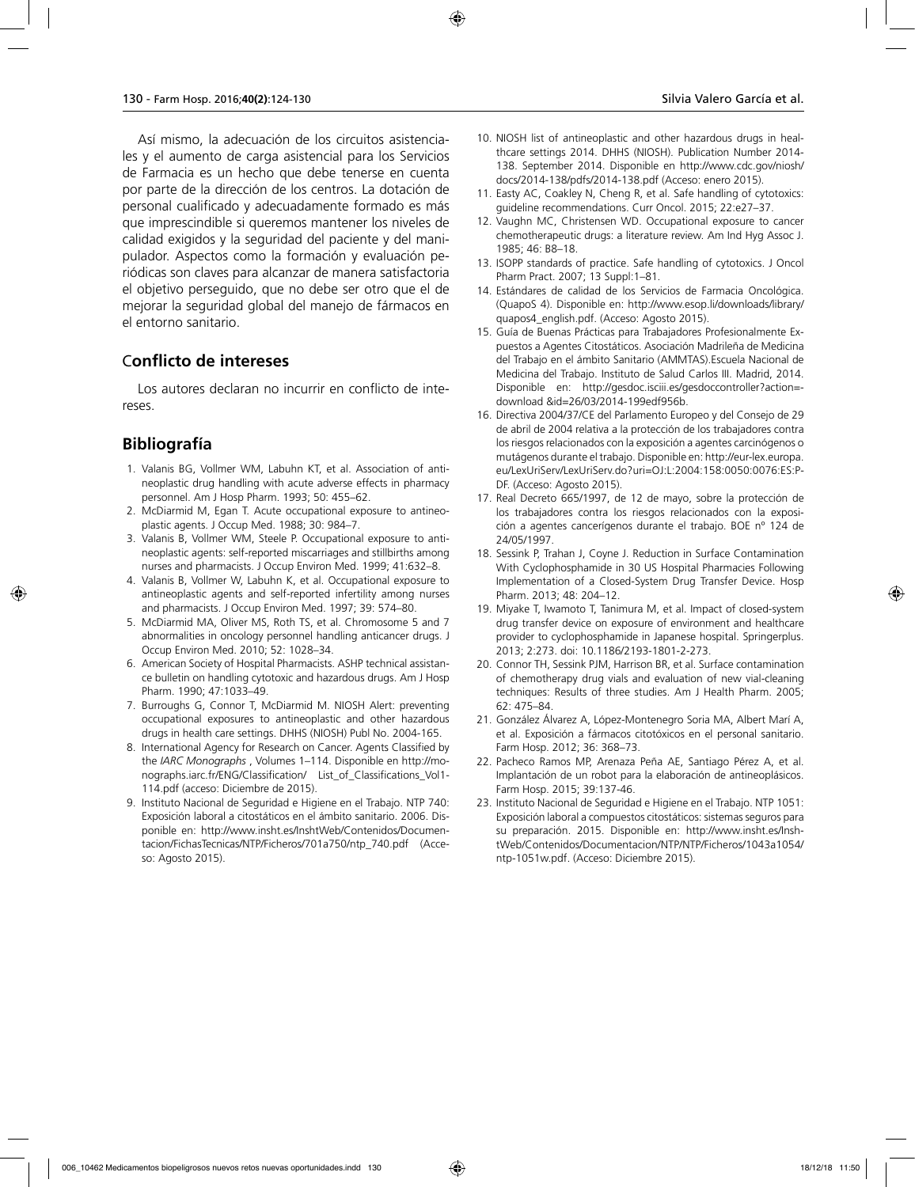Así mismo, la adecuación de los circuitos asistenciales y el aumento de carga asistencial para los Servicios de Farmacia es un hecho que debe tenerse en cuenta por parte de la dirección de los centros. La dotación de personal cualificado y adecuadamente formado es más que imprescindible si queremos mantener los niveles de calidad exigidos y la seguridad del paciente y del manipulador. Aspectos como la formación y evaluación periódicas son claves para alcanzar de manera satisfactoria el objetivo perseguido, que no debe ser otro que el de mejorar la seguridad global del manejo de fármacos en el entorno sanitario.

## Conflicto de intereses

Los autores declaran no incurrir en conflicto de intereses.

## Bibliografía

1. Valanis BG, Vollmer WM, Labuhn KT, et al. Association of antineoplastic drug handling with acute adverse effects in pharmacy personnel. Am J Hosp Pharm. 1993; 50: 455–62.
2. McDiarmid M, Egan T. Acute occupational exposure to antineoplastic agents. J Occup Med. 1988; 30: 984–7.
3. Valanis B, Vollmer WM, Steele P. Occupational exposure to antineoplastic agents: self-reported miscarriages and stillbirths among nurses and pharmacists. J Occup Environ Med. 1999; 41:632–8.
4. Valanis B, Vollmer W, Labuhn K, et al. Occupational exposure to antineoplastic agents and self-reported infertility among nurses and pharmacists. J Occup Environ Med. 1997; 39: 574–80.
5. McDiarmid MA, Oliver MS, Roth TS, et al. Chromosome 5 and 7 abnormalities in oncology personnel handling anticancer drugs. J Occup Environ Med. 2010; 52: 1028–34.
6. American Society of Hospital Pharmacists. ASHP technical assistance bulletin on handling cytotoxic and hazardous drugs. Am J Hosp Pharm. 1990; 47:1033–49.
7. Burroughs G, Connor T, McDiarmid M. NIOSH Alert: preventing occupational exposures to antineoplastic and other hazardous drugs in health care settings. DHHS (NIOSH) Publ No. 2004-165.
8. International Agency for Research on Cancer. Agents Classified by the *IARC Monographs* , Volumes 1–114. Disponible en http://monographs.iarc.fr/ENG/Classification/ List_of_Classifications_Vol1-114.pdf (acceso: Diciembre de 2015).
9. Instituto Nacional de Seguridad e Higiene en el Trabajo. NTP 740: Exposición laboral a citostáticos en el ámbito sanitario. 2006. Disponible en: http://www.insht.es/InshtWeb/Contenidos/Documentacion/FichasTecnicas/NTP/Ficheros/701a750/ntp_740.pdf (Acceso: Agosto 2015).
10. NIOSH list of antineoplastic and other hazardous drugs in healthcare settings 2014. DHHS (NIOSH). Publication Number 2014-138. September 2014. Disponible en http://www.cdc.gov/niosh/docs/2014-138/pdfs/2014-138.pdf (Acceso: enero 2015).
11. Easty AC, Coakley N, Cheng R, et al. Safe handling of cytotoxics: guideline recommendations. Curr Oncol. 2015; 22:e27–37.
12. Vaughn MC, Christensen WD. Occupational exposure to cancer chemotherapeutic drugs: a literature review. Am Ind Hyg Assoc J. 1985; 46: B8–18.
13. ISOPP standards of practice. Safe handling of cytotoxics. J Oncol Pharm Pract. 2007; 13 Suppl:1–81.
14. Estándares de calidad de los Servicios de Farmacia Oncológica. (QuapoS 4). Disponible en: http://www.esop.li/downloads/library/quapos4_english.pdf. (Acceso: Agosto 2015).
15. Guía de Buenas Prácticas para Trabajadores Profesionalmente Expuestos a Agentes Citostáticos. Asociación Madrileña de Medicina del Trabajo en el ámbito Sanitario (AMMTAS).Escuela Nacional de Medicina del Trabajo. Instituto de Salud Carlos III. Madrid, 2014. Disponible en: http://gesdoc.isciii.es/gesdoccontroller?action=download &id=26/03/2014-199edf956b.
16. Directiva 2004/37/CE del Parlamento Europeo y del Consejo de 29 de abril de 2004 relativa a la protección de los trabajadores contra los riesgos relacionados con la exposición a agentes carcinógenos o mutágenos durante el trabajo. Disponible en: http://eur-lex.europa.eu/LexUriServ/LexUriServ.do?uri=OJ:L:2004:158:0050:0076:ES:PDF. (Acceso: Agosto 2015).
17. Real Decreto 665/1997, de 12 de mayo, sobre la protección de los trabajadores contra los riesgos relacionados con la exposición a agentes cancerígenos durante el trabajo. BOE nº 124 de 24/05/1997.
18. Sessink P, Trahan J, Coyne J. Reduction in Surface Contamination With Cyclophosphamide in 30 US Hospital Pharmacies Following Implementation of a Closed-System Drug Transfer Device. Hosp Pharm. 2013; 48: 204–12.
19. Miyake T, Iwamoto T, Tanimura M, et al. Impact of closed-system drug transfer device on exposure of environment and healthcare provider to cyclophosphamide in Japanese hospital. Springerplus. 2013; 2:273. doi: 10.1186/2193-1801-2-273.
20. Connor TH, Sessink PJM, Harrison BR, et al. Surface contamination of chemotherapy drug vials and evaluation of new vial-cleaning techniques: Results of three studies. Am J Health Pharm. 2005; 62: 475–84.
21. González Álvarez A, López-Montenegro Soria MA, Albert Marí A, et al. Exposición a fármacos citotóxicos en el personal sanitario. Farm Hosp. 2012; 36: 368–73.
22. Pacheco Ramos MP, Arenaza Peña AE, Santiago Pérez A, et al. Implantación de un robot para la elaboración de antineoplásicos. Farm Hosp. 2015; 39:137-46.
23. Instituto Nacional de Seguridad e Higiene en el Trabajo. NTP 1051: Exposición laboral a compuestos citostáticos: sistemas seguros para su preparación. 2015. Disponible en: http://www.insht.es/InshtWeb/Contenidos/Documentacion/NTP/NTP/Ficheros/1043a1054/ntp-1051w.pdf. (Acceso: Diciembre 2015).